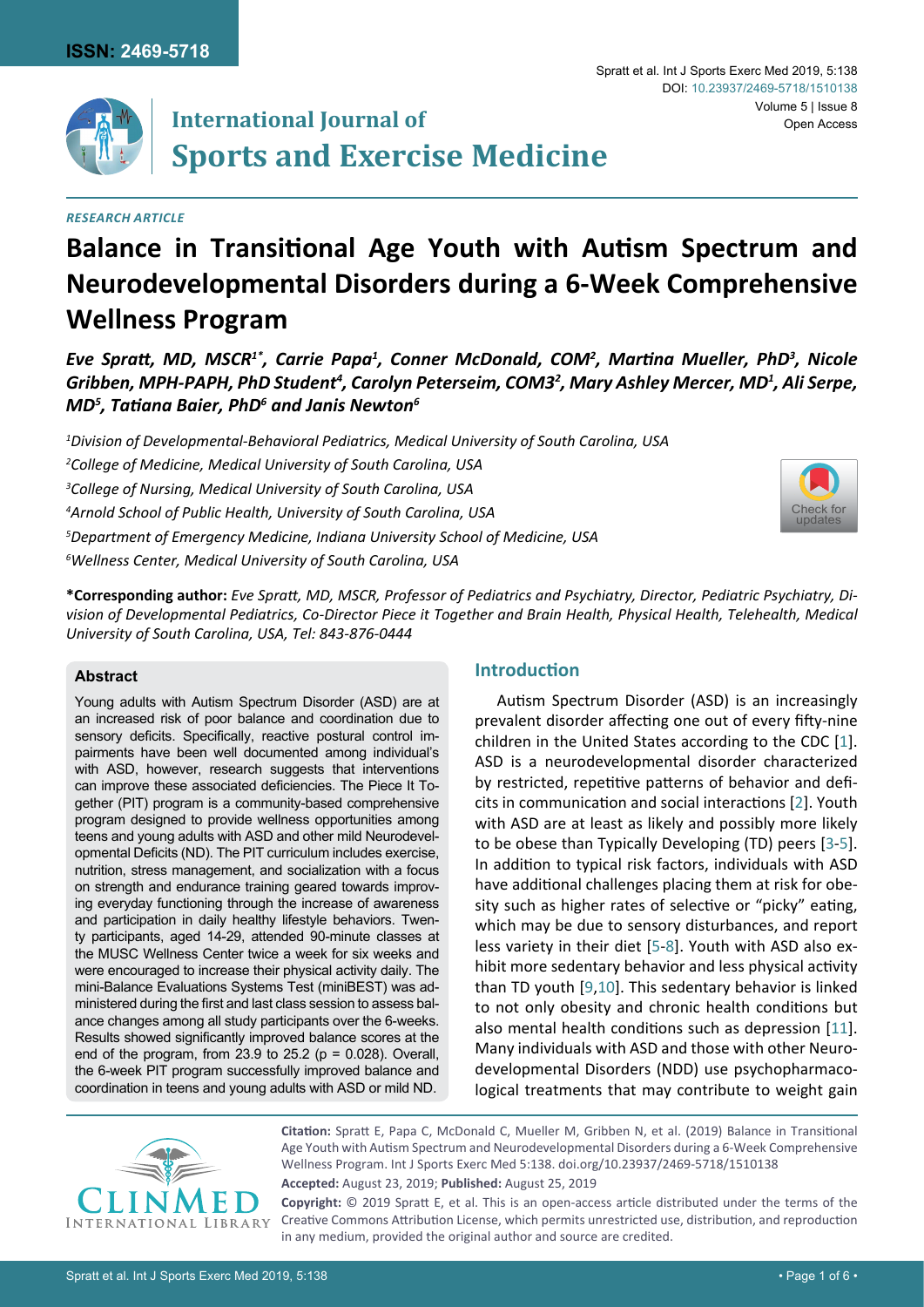RESEARCH ARTICLE

# Balance in Transitional Age Youth with Autism Spectrum and Neurodevelopmental Disorders during a 6-Week Comprehensive Wellness Program

***Eve Spratt, MD, MSCR[1*], Carrie Papa[1], Conner McDonald, COM[2], Martina Mueller, PhD[3], Nicole Gribben, MPH-PAPH, PhD Student[4], Carolyn Peterseim, COM3[2], Mary Ashley Mercer, MD[1], Ali Serpe, MD[5], Tatiana Baier, PhD[6] and Janis Newton[6]***

*[1]Division of Developmental-Behavioral Pediatrics, Medical University of South Carolina, USA*

*[2]College of Medicine, Medical University of South Carolina, USA*

*[3]College of Nursing, Medical University of South Carolina, USA*

*[4]Arnold School of Public Health, University of South Carolina, USA*

*[5]Department of Emergency Medicine, Indiana University School of Medicine, USA*

*[6]Wellness Center, Medical University of South Carolina, USA*

**\*Corresponding author:** *Eve Spratt, MD, MSCR, Professor of Pediatrics and Psychiatry, Director, Pediatric Psychiatry, Division of Developmental Pediatrics, Co-Director Piece it Together and Brain Health, Physical Health, Telehealth, Medical University of South Carolina, USA, Tel: 843-876-0444*

## Abstract

Young adults with Autism Spectrum Disorder (ASD) are at an increased risk of poor balance and coordination due to sensory deficits. Specifically, reactive postural control impairments have been well documented among individual's with ASD, however, research suggests that interventions can improve these associated deficiencies. The Piece It Together (PIT) program is a community-based comprehensive program designed to provide wellness opportunities among teens and young adults with ASD and other mild Neurodevelopmental Deficits (ND). The PIT curriculum includes exercise, nutrition, stress management, and socialization with a focus on strength and endurance training geared towards improving everyday functioning through the increase of awareness and participation in daily healthy lifestyle behaviors. Twenty participants, aged 14-29, attended 90-minute classes at the MUSC Wellness Center twice a week for six weeks and were encouraged to increase their physical activity daily. The mini-Balance Evaluations Systems Test (miniBEST) was administered during the first and last class session to assess balance changes among all study participants over the 6-weeks. Results showed significantly improved balance scores at the end of the program, from 23.9 to 25.2 ($p = 0.028$). Overall, the 6-week PIT program successfully improved balance and coordination in teens and young adults with ASD or mild ND.

## Introduction

Autism Spectrum Disorder (ASD) is an increasingly prevalent disorder affecting one out of every fifty-nine children in the United States according to the CDC [1]. ASD is a neurodevelopmental disorder characterized by restricted, repetitive patterns of behavior and deficits in communication and social interactions [2]. Youth with ASD are at least as likely and possibly more likely to be obese than Typically Developing (TD) peers [3-5]. In addition to typical risk factors, individuals with ASD have additional challenges placing them at risk for obesity such as higher rates of selective or "picky" eating, which may be due to sensory disturbances, and report less variety in their diet [5-8]. Youth with ASD also exhibit more sedentary behavior and less physical activity than TD youth [9,10]. This sedentary behavior is linked to not only obesity and chronic health conditions but also mental health conditions such as depression [11]. Many individuals with ASD and those with other Neurodevelopmental Disorders (NDD) use psychopharmacological treatments that may contribute to weight gain

**Citation:** Spratt E, Papa C, McDonald C, Mueller M, Gribben N, et al. (2019) Balance in Transitional Age Youth with Autism Spectrum and Neurodevelopmental Disorders during a 6-Week Comprehensive Wellness Program. Int J Sports Exerc Med 5:138. doi.org/10.23937/2469-5718/1510138

**Accepted:** August 23, 2019; **Published:** August 25, 2019

**Copyright:** © 2019 Spratt E, et al. This is an open-access article distributed under the terms of the Creative Commons Attribution License, which permits unrestricted use, distribution, and reproduction in any medium, provided the original author and source are credited.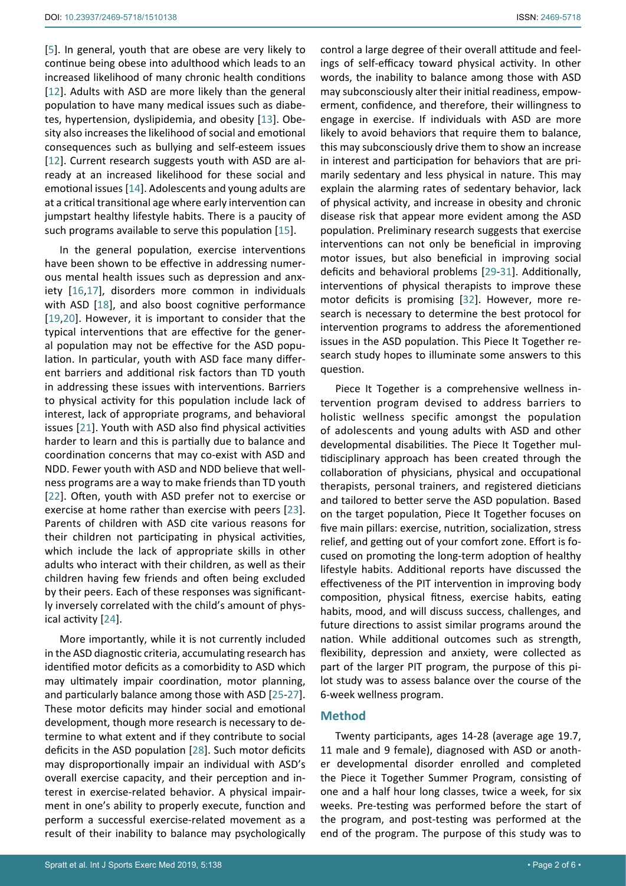[5]. In general, youth that are obese are very likely to continue being obese into adulthood which leads to an increased likelihood of many chronic health conditions [12]. Adults with ASD are more likely than the general population to have many medical issues such as diabetes, hypertension, dyslipidemia, and obesity [13]. Obesity also increases the likelihood of social and emotional consequences such as bullying and self-esteem issues [12]. Current research suggests youth with ASD are already at an increased likelihood for these social and emotional issues [14]. Adolescents and young adults are at a critical transitional age where early intervention can jumpstart healthy lifestyle habits. There is a paucity of such programs available to serve this population [15].

In the general population, exercise interventions have been shown to be effective in addressing numerous mental health issues such as depression and anxiety [16,17], disorders more common in individuals with ASD [18], and also boost cognitive performance [19,20]. However, it is important to consider that the typical interventions that are effective for the general population may not be effective for the ASD population. In particular, youth with ASD face many different barriers and additional risk factors than TD youth in addressing these issues with interventions. Barriers to physical activity for this population include lack of interest, lack of appropriate programs, and behavioral issues [21]. Youth with ASD also find physical activities harder to learn and this is partially due to balance and coordination concerns that may co-exist with ASD and NDD. Fewer youth with ASD and NDD believe that wellness programs are a way to make friends than TD youth [22]. Often, youth with ASD prefer not to exercise or exercise at home rather than exercise with peers [23]. Parents of children with ASD cite various reasons for their children not participating in physical activities, which include the lack of appropriate skills in other adults who interact with their children, as well as their children having few friends and often being excluded by their peers. Each of these responses was significantly inversely correlated with the child's amount of physical activity [24].

More importantly, while it is not currently included in the ASD diagnostic criteria, accumulating research has identified motor deficits as a comorbidity to ASD which may ultimately impair coordination, motor planning, and particularly balance among those with ASD [25-27]. These motor deficits may hinder social and emotional development, though more research is necessary to determine to what extent and if they contribute to social deficits in the ASD population [28]. Such motor deficits may disproportionally impair an individual with ASD's overall exercise capacity, and their perception and interest in exercise-related behavior. A physical impairment in one's ability to properly execute, function and perform a successful exercise-related movement as a result of their inability to balance may psychologically control a large degree of their overall attitude and feelings of self-efficacy toward physical activity. In other words, the inability to balance among those with ASD may subconsciously alter their initial readiness, empowerment, confidence, and therefore, their willingness to engage in exercise. If individuals with ASD are more likely to avoid behaviors that require them to balance, this may subconsciously drive them to show an increase in interest and participation for behaviors that are primarily sedentary and less physical in nature. This may explain the alarming rates of sedentary behavior, lack of physical activity, and increase in obesity and chronic disease risk that appear more evident among the ASD population. Preliminary research suggests that exercise interventions can not only be beneficial in improving motor issues, but also beneficial in improving social deficits and behavioral problems [29-31]. Additionally, interventions of physical therapists to improve these motor deficits is promising [32]. However, more research is necessary to determine the best protocol for intervention programs to address the aforementioned issues in the ASD population. This Piece It Together research study hopes to illuminate some answers to this question.

Piece It Together is a comprehensive wellness intervention program devised to address barriers to holistic wellness specific amongst the population of adolescents and young adults with ASD and other developmental disabilities. The Piece It Together multidisciplinary approach has been created through the collaboration of physicians, physical and occupational therapists, personal trainers, and registered dieticians and tailored to better serve the ASD population. Based on the target population, Piece It Together focuses on five main pillars: exercise, nutrition, socialization, stress relief, and getting out of your comfort zone. Effort is focused on promoting the long-term adoption of healthy lifestyle habits. Additional reports have discussed the effectiveness of the PIT intervention in improving body composition, physical fitness, exercise habits, eating habits, mood, and will discuss success, challenges, and future directions to assist similar programs around the nation. While additional outcomes such as strength, flexibility, depression and anxiety, were collected as part of the larger PIT program, the purpose of this pilot study was to assess balance over the course of the 6-week wellness program.

## Method

Twenty participants, ages 14-28 (average age 19.7, 11 male and 9 female), diagnosed with ASD or another developmental disorder enrolled and completed the Piece it Together Summer Program, consisting of one and a half hour long classes, twice a week, for six weeks. Pre-testing was performed before the start of the program, and post-testing was performed at the end of the program. The purpose of this study was to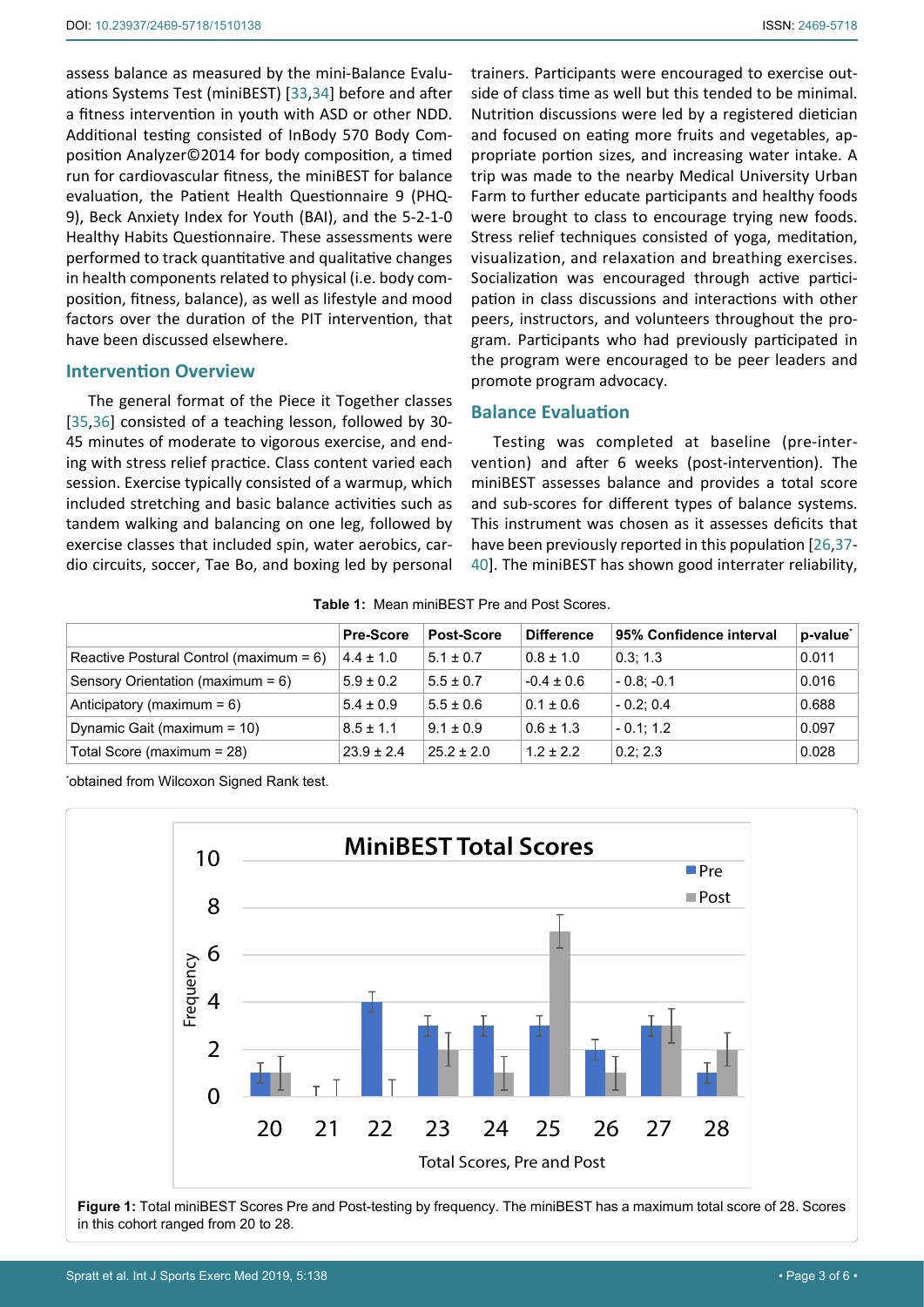assess balance as measured by the mini-Balance Evaluations Systems Test (miniBEST) [33,34] before and after a fitness intervention in youth with ASD or other NDD. Additional testing consisted of InBody 570 Body Composition Analyzer©2014 for body composition, a timed run for cardiovascular fitness, the miniBEST for balance evaluation, the Patient Health Questionnaire 9 (PHQ-9), Beck Anxiety Index for Youth (BAI), and the 5-2-1-0 Healthy Habits Questionnaire. These assessments were performed to track quantitative and qualitative changes in health components related to physical (i.e. body composition, fitness, balance), as well as lifestyle and mood factors over the duration of the PIT intervention, that have been discussed elsewhere.

## Intervention Overview

The general format of the Piece it Together classes [35,36] consisted of a teaching lesson, followed by 30-45 minutes of moderate to vigorous exercise, and ending with stress relief practice. Class content varied each session. Exercise typically consisted of a warmup, which included stretching and basic balance activities such as tandem walking and balancing on one leg, followed by exercise classes that included spin, water aerobics, cardio circuits, soccer, Tae Bo, and boxing led by personal trainers. Participants were encouraged to exercise outside of class time as well but this tended to be minimal. Nutrition discussions were led by a registered dietician and focused on eating more fruits and vegetables, appropriate portion sizes, and increasing water intake. A trip was made to the nearby Medical University Urban Farm to further educate participants and healthy foods were brought to class to encourage trying new foods. Stress relief techniques consisted of yoga, meditation, visualization, and relaxation and breathing exercises. Socialization was encouraged through active participation in class discussions and interactions with other peers, instructors, and volunteers throughout the program. Participants who had previously participated in the program were encouraged to be peer leaders and promote program advocacy.

## Balance Evaluation

Testing was completed at baseline (pre-intervention) and after 6 weeks (post-intervention). The miniBEST assesses balance and provides a total score and sub-scores for different types of balance systems. This instrument was chosen as it assesses deficits that have been previously reported in this population [26,37-40]. The miniBEST has shown good interrater reliability,

**Table 1:** Mean miniBEST Pre and Post Scores.

| | Pre-Score | Post-Score | Difference | 95% Confidence interval | p-value* |
|---|---|---|---|---|---|
| Reactive Postural Control (maximum = 6) | 4.4 ± 1.0 | 5.1 ± 0.7 | 0.8 ± 1.0 | 0.3; 1.3 | 0.011 |
| Sensory Orientation (maximum = 6) | 5.9 ± 0.2 | 5.5 ± 0.7 | -0.4 ± 0.6 | - 0.8; -0.1 | 0.016 |
| Anticipatory (maximum = 6) | 5.4 ± 0.9 | 5.5 ± 0.6 | 0.1 ± 0.6 | - 0.2; 0.4 | 0.688 |
| Dynamic Gait (maximum = 10) | 8.5 ± 1.1 | 9.1 ± 0.9 | 0.6 ± 1.3 | - 0.1; 1.2 | 0.097 |
| Total Score (maximum = 28) | 23.9 ± 2.4 | 25.2 ± 2.0 | 1.2 ± 2.2 | 0.2; 2.3 | 0.028 |

*obtained from Wilcoxon Signed Rank test.

**Figure 1:** Total miniBEST Scores Pre and Post-testing by frequency. The miniBEST has a maximum total score of 28. Scores in this cohort ranged from 20 to 28.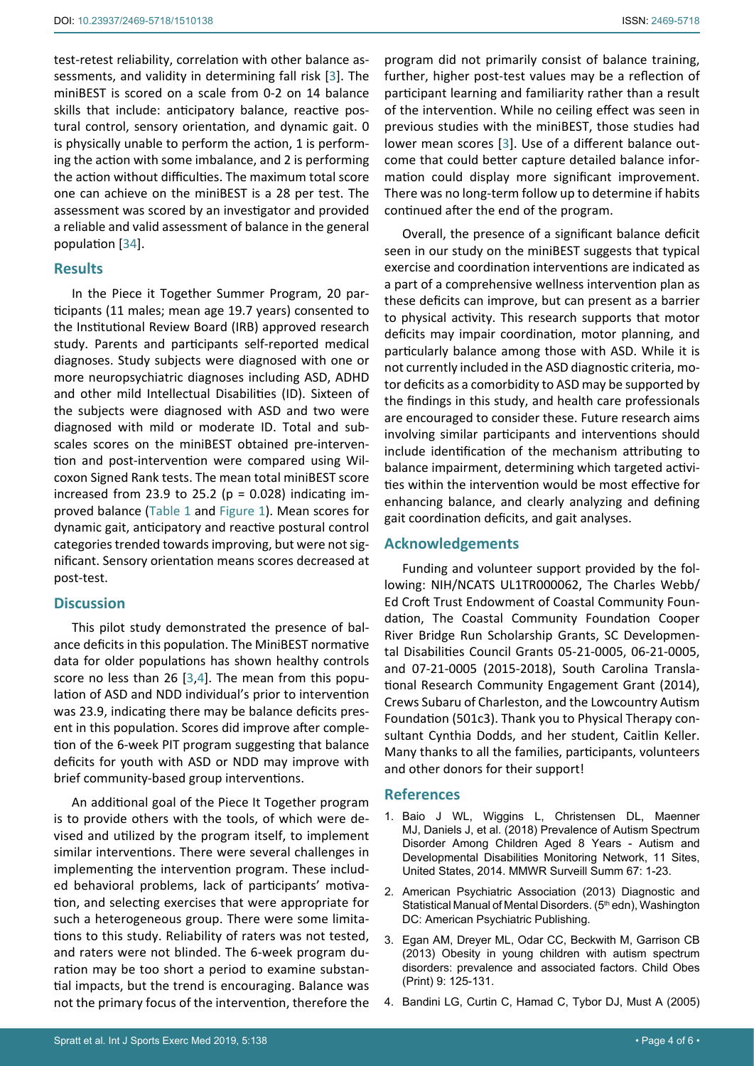test-retest reliability, correlation with other balance assessments, and validity in determining fall risk [3]. The miniBEST is scored on a scale from 0-2 on 14 balance skills that include: anticipatory balance, reactive postural control, sensory orientation, and dynamic gait. 0 is physically unable to perform the action, 1 is performing the action with some imbalance, and 2 is performing the action without difficulties. The maximum total score one can achieve on the miniBEST is a 28 per test. The assessment was scored by an investigator and provided a reliable and valid assessment of balance in the general population [34].

## Results

In the Piece it Together Summer Program, 20 participants (11 males; mean age 19.7 years) consented to the Institutional Review Board (IRB) approved research study. Parents and participants self-reported medical diagnoses. Study subjects were diagnosed with one or more neuropsychiatric diagnoses including ASD, ADHD and other mild Intellectual Disabilities (ID). Sixteen of the subjects were diagnosed with ASD and two were diagnosed with mild or moderate ID. Total and subscales scores on the miniBEST obtained pre-intervention and post-intervention were compared using Wilcoxon Signed Rank tests. The mean total miniBEST score increased from 23.9 to 25.2 ($p = 0.028$) indicating improved balance (Table 1 and Figure 1). Mean scores for dynamic gait, anticipatory and reactive postural control categories trended towards improving, but were not significant. Sensory orientation means scores decreased at post-test.

## Discussion

This pilot study demonstrated the presence of balance deficits in this population. The MiniBEST normative data for older populations has shown healthy controls score no less than 26 [3,4]. The mean from this population of ASD and NDD individual's prior to intervention was 23.9, indicating there may be balance deficits present in this population. Scores did improve after completion of the 6-week PIT program suggesting that balance deficits for youth with ASD or NDD may improve with brief community-based group interventions.

An additional goal of the Piece It Together program is to provide others with the tools, of which were devised and utilized by the program itself, to implement similar interventions. There were several challenges in implementing the intervention program. These included behavioral problems, lack of participants' motivation, and selecting exercises that were appropriate for such a heterogeneous group. There were some limitations to this study. Reliability of raters was not tested, and raters were not blinded. The 6-week program duration may be too short a period to examine substantial impacts, but the trend is encouraging. Balance was not the primary focus of the intervention, therefore the program did not primarily consist of balance training, further, higher post-test values may be a reflection of participant learning and familiarity rather than a result of the intervention. While no ceiling effect was seen in previous studies with the miniBEST, those studies had lower mean scores [3]. Use of a different balance outcome that could better capture detailed balance information could display more significant improvement. There was no long-term follow up to determine if habits continued after the end of the program.

Overall, the presence of a significant balance deficit seen in our study on the miniBEST suggests that typical exercise and coordination interventions are indicated as a part of a comprehensive wellness intervention plan as these deficits can improve, but can present as a barrier to physical activity. This research supports that motor deficits may impair coordination, motor planning, and particularly balance among those with ASD. While it is not currently included in the ASD diagnostic criteria, motor deficits as a comorbidity to ASD may be supported by the findings in this study, and health care professionals are encouraged to consider these. Future research aims involving similar participants and interventions should include identification of the mechanism attributing to balance impairment, determining which targeted activities within the intervention would be most effective for enhancing balance, and clearly analyzing and defining gait coordination deficits, and gait analyses.

## Acknowledgements

Funding and volunteer support provided by the following: NIH/NCATS UL1TR000062, The Charles Webb/Ed Croft Trust Endowment of Coastal Community Foundation, The Coastal Community Foundation Cooper River Bridge Run Scholarship Grants, SC Developmental Disabilities Council Grants 05-21-0005, 06-21-0005, and 07-21-0005 (2015-2018), South Carolina Translational Research Community Engagement Grant (2014), Crews Subaru of Charleston, and the Lowcountry Autism Foundation (501c3). Thank you to Physical Therapy consultant Cynthia Dodds, and her student, Caitlin Keller. Many thanks to all the families, participants, volunteers and other donors for their support!

## References

1. Baio J WL, Wiggins L, Christensen DL, Maenner MJ, Daniels J, et al. (2018) Prevalence of Autism Spectrum Disorder Among Children Aged 8 Years - Autism and Developmental Disabilities Monitoring Network, 11 Sites, United States, 2014. MMWR Surveill Summ 67: 1-23.
2. American Psychiatric Association (2013) Diagnostic and Statistical Manual of Mental Disorders. (5th edn), Washington DC: American Psychiatric Publishing.
3. Egan AM, Dreyer ML, Odar CC, Beckwith M, Garrison CB (2013) Obesity in young children with autism spectrum disorders: prevalence and associated factors. Child Obes (Print) 9: 125-131.
4. Bandini LG, Curtin C, Hamad C, Tybor DJ, Must A (2005)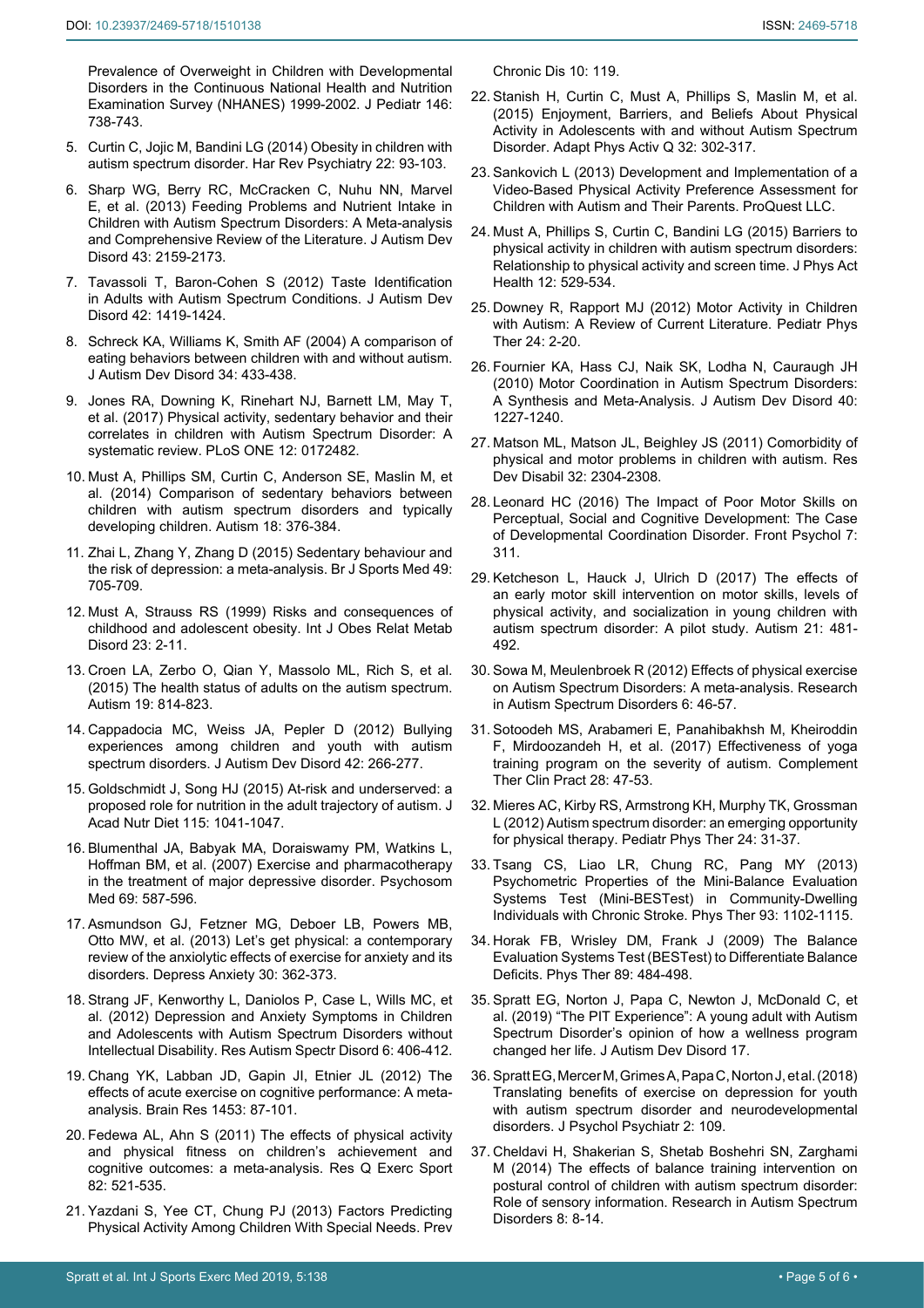Prevalence of Overweight in Children with Developmental Disorders in the Continuous National Health and Nutrition Examination Survey (NHANES) 1999-2002. J Pediatr 146: 738-743.

5. Curtin C, Jojic M, Bandini LG (2014) Obesity in children with autism spectrum disorder. Har Rev Psychiatry 22: 93-103.
6. Sharp WG, Berry RC, McCracken C, Nuhu NN, Marvel E, et al. (2013) Feeding Problems and Nutrient Intake in Children with Autism Spectrum Disorders: A Meta-analysis and Comprehensive Review of the Literature. J Autism Dev Disord 43: 2159-2173.
7. Tavassoli T, Baron-Cohen S (2012) Taste Identification in Adults with Autism Spectrum Conditions. J Autism Dev Disord 42: 1419-1424.
8. Schreck KA, Williams K, Smith AF (2004) A comparison of eating behaviors between children with and without autism. J Autism Dev Disord 34: 433-438.
9. Jones RA, Downing K, Rinehart NJ, Barnett LM, May T, et al. (2017) Physical activity, sedentary behavior and their correlates in children with Autism Spectrum Disorder: A systematic review. PLoS ONE 12: 0172482.
10. Must A, Phillips SM, Curtin C, Anderson SE, Maslin M, et al. (2014) Comparison of sedentary behaviors between children with autism spectrum disorders and typically developing children. Autism 18: 376-384.
11. Zhai L, Zhang Y, Zhang D (2015) Sedentary behaviour and the risk of depression: a meta-analysis. Br J Sports Med 49: 705-709.
12. Must A, Strauss RS (1999) Risks and consequences of childhood and adolescent obesity. Int J Obes Relat Metab Disord 23: 2-11.
13. Croen LA, Zerbo O, Qian Y, Massolo ML, Rich S, et al. (2015) The health status of adults on the autism spectrum. Autism 19: 814-823.
14. Cappadocia MC, Weiss JA, Pepler D (2012) Bullying experiences among children and youth with autism spectrum disorders. J Autism Dev Disord 42: 266-277.
15. Goldschmidt J, Song HJ (2015) At-risk and underserved: a proposed role for nutrition in the adult trajectory of autism. J Acad Nutr Diet 115: 1041-1047.
16. Blumenthal JA, Babyak MA, Doraiswamy PM, Watkins L, Hoffman BM, et al. (2007) Exercise and pharmacotherapy in the treatment of major depressive disorder. Psychosom Med 69: 587-596.
17. Asmundson GJ, Fetzner MG, Deboer LB, Powers MB, Otto MW, et al. (2013) Let's get physical: a contemporary review of the anxiolytic effects of exercise for anxiety and its disorders. Depress Anxiety 30: 362-373.
18. Strang JF, Kenworthy L, Daniolos P, Case L, Wills MC, et al. (2012) Depression and Anxiety Symptoms in Children and Adolescents with Autism Spectrum Disorders without Intellectual Disability. Res Autism Spectr Disord 6: 406-412.
19. Chang YK, Labban JD, Gapin JI, Etnier JL (2012) The effects of acute exercise on cognitive performance: A meta-analysis. Brain Res 1453: 87-101.
20. Fedewa AL, Ahn S (2011) The effects of physical activity and physical fitness on children's achievement and cognitive outcomes: a meta-analysis. Res Q Exerc Sport 82: 521-535.
21. Yazdani S, Yee CT, Chung PJ (2013) Factors Predicting Physical Activity Among Children With Special Needs. Prev Chronic Dis 10: 119.
22. Stanish H, Curtin C, Must A, Phillips S, Maslin M, et al. (2015) Enjoyment, Barriers, and Beliefs About Physical Activity in Adolescents with and without Autism Spectrum Disorder. Adapt Phys Activ Q 32: 302-317.
23. Sankovich L (2013) Development and Implementation of a Video-Based Physical Activity Preference Assessment for Children with Autism and Their Parents. ProQuest LLC.
24. Must A, Phillips S, Curtin C, Bandini LG (2015) Barriers to physical activity in children with autism spectrum disorders: Relationship to physical activity and screen time. J Phys Act Health 12: 529-534.
25. Downey R, Rapport MJ (2012) Motor Activity in Children with Autism: A Review of Current Literature. Pediatr Phys Ther 24: 2-20.
26. Fournier KA, Hass CJ, Naik SK, Lodha N, Cauraugh JH (2010) Motor Coordination in Autism Spectrum Disorders: A Synthesis and Meta-Analysis. J Autism Dev Disord 40: 1227-1240.
27. Matson ML, Matson JL, Beighley JS (2011) Comorbidity of physical and motor problems in children with autism. Res Dev Disabil 32: 2304-2308.
28. Leonard HC (2016) The Impact of Poor Motor Skills on Perceptual, Social and Cognitive Development: The Case of Developmental Coordination Disorder. Front Psychol 7: 311.
29. Ketcheson L, Hauck J, Ulrich D (2017) The effects of an early motor skill intervention on motor skills, levels of physical activity, and socialization in young children with autism spectrum disorder: A pilot study. Autism 21: 481-492.
30. Sowa M, Meulenbroek R (2012) Effects of physical exercise on Autism Spectrum Disorders: A meta-analysis. Research in Autism Spectrum Disorders 6: 46-57.
31. Sotoodeh MS, Arabameri E, Panahibakhsh M, Kheiroddin F, Mirdoozandeh H, et al. (2017) Effectiveness of yoga training program on the severity of autism. Complement Ther Clin Pract 28: 47-53.
32. Mieres AC, Kirby RS, Armstrong KH, Murphy TK, Grossman L (2012) Autism spectrum disorder: an emerging opportunity for physical therapy. Pediatr Phys Ther 24: 31-37.
33. Tsang CS, Liao LR, Chung RC, Pang MY (2013) Psychometric Properties of the Mini-Balance Evaluation Systems Test (Mini-BESTest) in Community-Dwelling Individuals with Chronic Stroke. Phys Ther 93: 1102-1115.
34. Horak FB, Wrisley DM, Frank J (2009) The Balance Evaluation Systems Test (BESTest) to Differentiate Balance Deficits. Phys Ther 89: 484-498.
35. Spratt EG, Norton J, Papa C, Newton J, McDonald C, et al. (2019) "The PIT Experience": A young adult with Autism Spectrum Disorder's opinion of how a wellness program changed her life. J Autism Dev Disord 17.
36. Spratt EG, Mercer M, Grimes A, Papa C, Norton J, et al. (2018) Translating benefits of exercise on depression for youth with autism spectrum disorder and neurodevelopmental disorders. J Psychol Psychiatr 2: 109.
37. Cheldavi H, Shakerian S, Shetab Boshehri SN, Zarghami M (2014) The effects of balance training intervention on postural control of children with autism spectrum disorder: Role of sensory information. Research in Autism Spectrum Disorders 8: 8-14.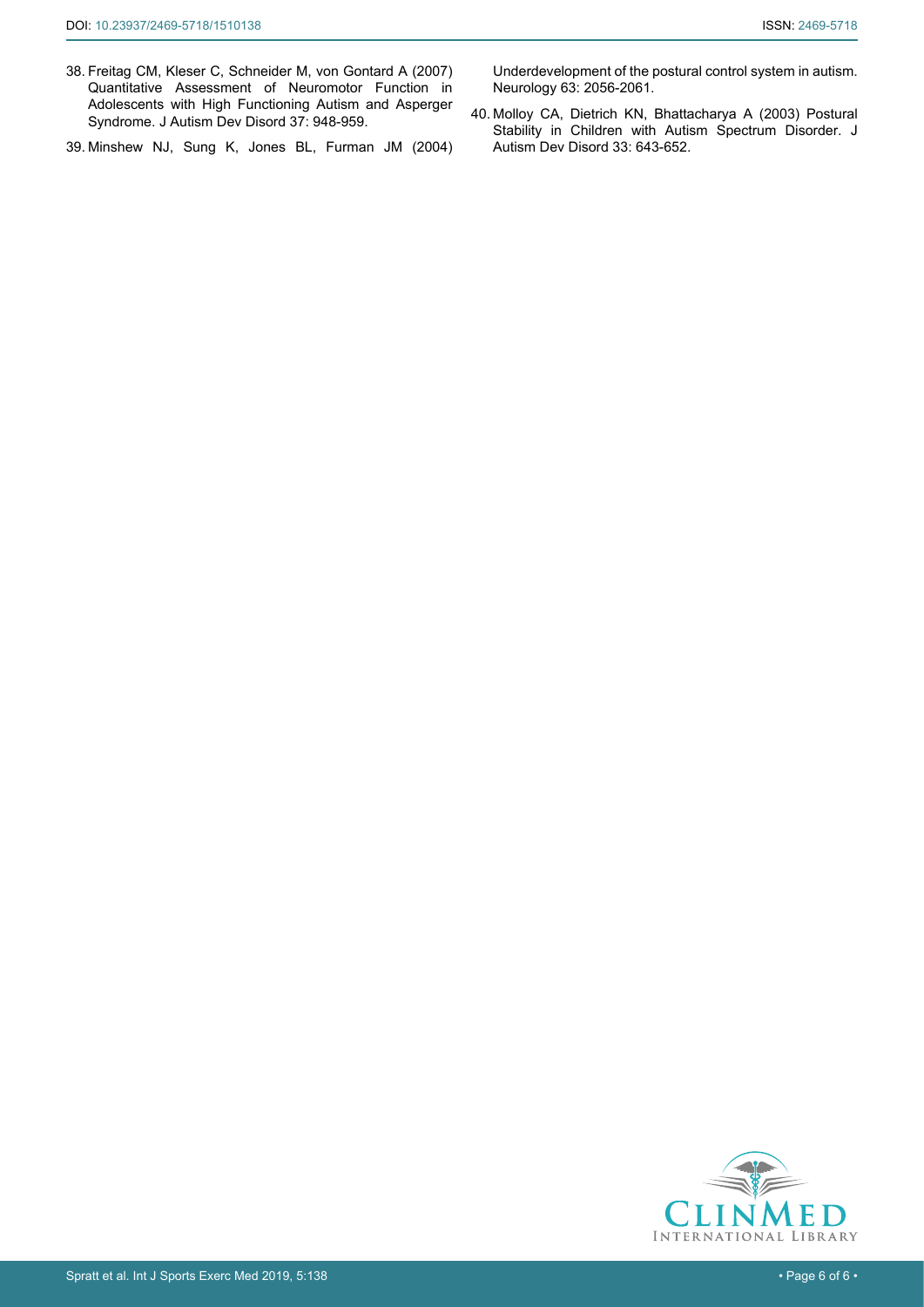38. Freitag CM, Kleser C, Schneider M, von Gontard A (2007) Quantitative Assessment of Neuromotor Function in Adolescents with High Functioning Autism and Asperger Syndrome. J Autism Dev Disord 37: 948-959.

39. Minshew NJ, Sung K, Jones BL, Furman JM (2004) Underdevelopment of the postural control system in autism. Neurology 63: 2056-2061.

40. Molloy CA, Dietrich KN, Bhattacharya A (2003) Postural Stability in Children with Autism Spectrum Disorder. J Autism Dev Disord 33: 643-652.